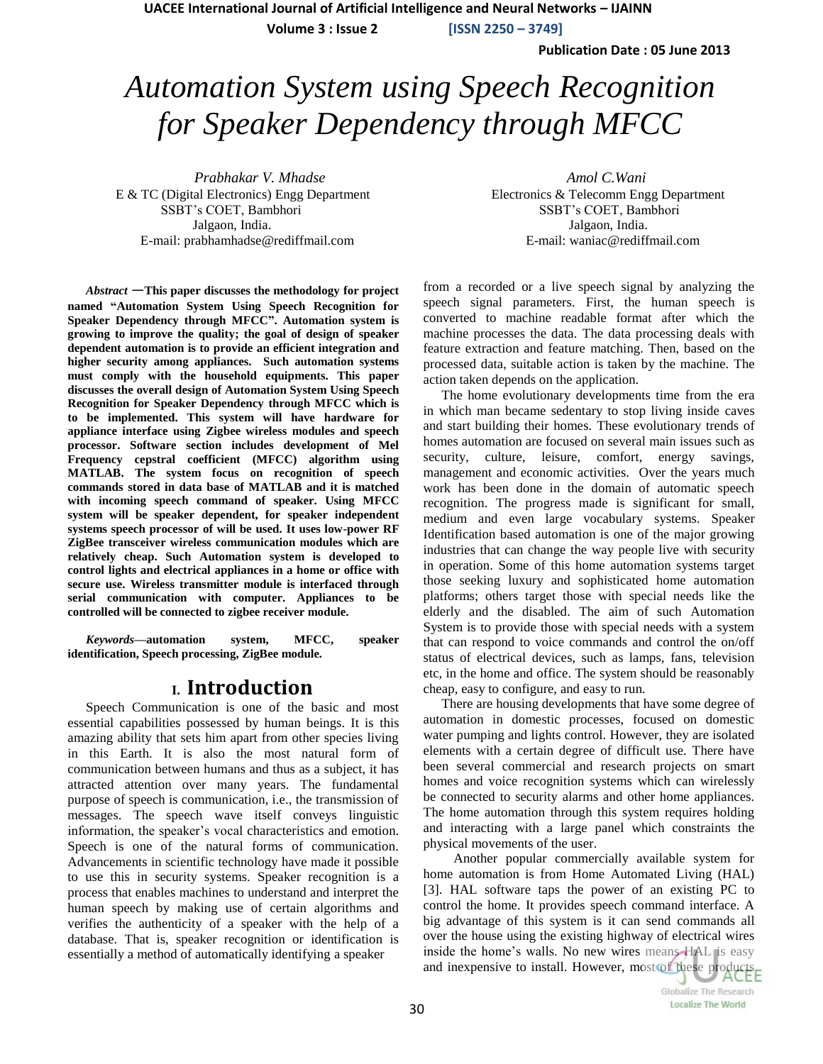# Automation System using Speech Recognition for Speaker Dependency through MFCC

*Prabhakar V. Mhadse*
E & TC (Digital Electronics) Engg Department
SSBT's COET, Bambhori
Jalgaon, India.
E-mail: prabhamhadse@rediffmail.com

*Amol C.Wani*
Electronics & Telecomm Engg Department
SSBT's COET, Bambhori
Jalgaon, India.
E-mail: waniac@rediffmail.com

***Abstract* —This paper discusses the methodology for project named "Automation System Using Speech Recognition for Speaker Dependency through MFCC". Automation system is growing to improve the quality; the goal of design of speaker dependent automation is to provide an efficient integration and higher security among appliances. Such automation systems must comply with the household equipments. This paper discusses the overall design of Automation System Using Speech Recognition for Speaker Dependency through MFCC which is to be implemented. This system will have hardware for appliance interface using Zigbee wireless modules and speech processor. Software section includes development of Mel Frequency cepstral coefficient (MFCC) algorithm using MATLAB. The system focus on recognition of speech commands stored in data base of MATLAB and it is matched with incoming speech command of speaker. Using MFCC system will be speaker dependent, for speaker independent systems speech processor of will be used. It uses low-power RF ZigBee transceiver wireless communication modules which are relatively cheap. Such Automation system is developed to control lights and electrical appliances in a home or office with secure use. Wireless transmitter module is interfaced through serial communication with computer. Appliances to be controlled will be connected to zigbee receiver module.**

***Keywords*—automation system, MFCC, speaker identification, Speech processing, ZigBee module.**

## I. Introduction

Speech Communication is one of the basic and most essential capabilities possessed by human beings. It is this amazing ability that sets him apart from other species living in this Earth. It is also the most natural form of communication between humans and thus as a subject, it has attracted attention over many years. The fundamental purpose of speech is communication, i.e., the transmission of messages. The speech wave itself conveys linguistic information, the speaker's vocal characteristics and emotion. Speech is one of the natural forms of communication. Advancements in scientific technology have made it possible to use this in security systems. Speaker recognition is a process that enables machines to understand and interpret the human speech by making use of certain algorithms and verifies the authenticity of a speaker with the help of a database. That is, speaker recognition or identification is essentially a method of automatically identifying a speaker from a recorded or a live speech signal by analyzing the speech signal parameters. First, the human speech is converted to machine readable format after which the machine processes the data. The data processing deals with feature extraction and feature matching. Then, based on the processed data, suitable action is taken by the machine. The action taken depends on the application.

The home evolutionary developments time from the era in which man became sedentary to stop living inside caves and start building their homes. These evolutionary trends of homes automation are focused on several main issues such as security, culture, leisure, comfort, energy savings, management and economic activities. Over the years much work has been done in the domain of automatic speech recognition. The progress made is significant for small, medium and even large vocabulary systems. Speaker Identification based automation is one of the major growing industries that can change the way people live with security in operation. Some of this home automation systems target those seeking luxury and sophisticated home automation platforms; others target those with special needs like the elderly and the disabled. The aim of such Automation System is to provide those with special needs with a system that can respond to voice commands and control the on/off status of electrical devices, such as lamps, fans, television etc, in the home and office. The system should be reasonably cheap, easy to configure, and easy to run.

There are housing developments that have some degree of automation in domestic processes, focused on domestic water pumping and lights control. However, they are isolated elements with a certain degree of difficult use. There have been several commercial and research projects on smart homes and voice recognition systems which can wirelessly be connected to security alarms and other home appliances. The home automation through this system requires holding and interacting with a large panel which constraints the physical movements of the user.

Another popular commercially available system for home automation is from Home Automated Living (HAL) [3]. HAL software taps the power of an existing PC to control the home. It provides speech command interface. A big advantage of this system is it can send commands all over the house using the existing highway of electrical wires inside the home's walls. No new wires means HAL is easy and inexpensive to install. However, most of these products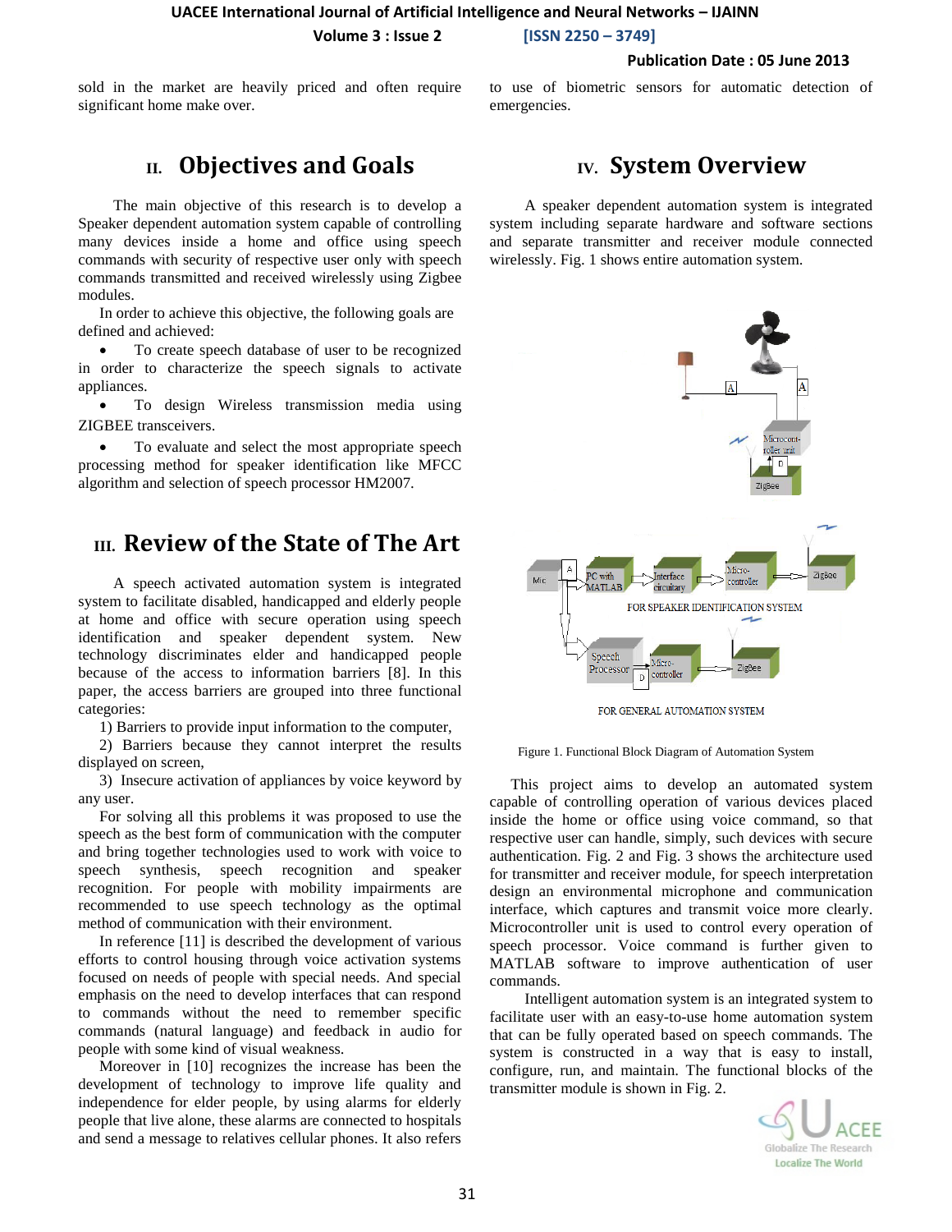sold in the market are heavily priced and often require significant home make over.

## II. Objectives and Goals

The main objective of this research is to develop a Speaker dependent automation system capable of controlling many devices inside a home and office using speech commands with security of respective user only with speech commands transmitted and received wirelessly using Zigbee modules.

In order to achieve this objective, the following goals are defined and achieved:

- To create speech database of user to be recognized in order to characterize the speech signals to activate appliances.
- To design Wireless transmission media using ZIGBEE transceivers.
- To evaluate and select the most appropriate speech processing method for speaker identification like MFCC algorithm and selection of speech processor HM2007.

## III. Review of the State of The Art

A speech activated automation system is integrated system to facilitate disabled, handicapped and elderly people at home and office with secure operation using speech identification and speaker dependent system. New technology discriminates elder and handicapped people because of the access to information barriers [8]. In this paper, the access barriers are grouped into three functional categories:

1) Barriers to provide input information to the computer,

2) Barriers because they cannot interpret the results displayed on screen,

3) Insecure activation of appliances by voice keyword by any user.

For solving all this problems it was proposed to use the speech as the best form of communication with the computer and bring together technologies used to work with voice to speech synthesis, speech recognition and speaker recognition. For people with mobility impairments are recommended to use speech technology as the optimal method of communication with their environment.

In reference [11] is described the development of various efforts to control housing through voice activation systems focused on needs of people with special needs. And special emphasis on the need to develop interfaces that can respond to commands without the need to remember specific commands (natural language) and feedback in audio for people with some kind of visual weakness.

Moreover in [10] recognizes the increase has been the development of technology to improve life quality and independence for elder people, by using alarms for elderly people that live alone, these alarms are connected to hospitals and send a message to relatives cellular phones. It also refers to use of biometric sensors for automatic detection of emergencies.

## IV. System Overview

A speaker dependent automation system is integrated system including separate hardware and software sections and separate transmitter and receiver module connected wirelessly. Fig. 1 shows entire automation system.

Figure 1. Functional Block Diagram of Automation System

This project aims to develop an automated system capable of controlling operation of various devices placed inside the home or office using voice command, so that respective user can handle, simply, such devices with secure authentication. Fig. 2 and Fig. 3 shows the architecture used for transmitter and receiver module, for speech interpretation design an environmental microphone and communication interface, which captures and transmit voice more clearly. Microcontroller unit is used to control every operation of speech processor. Voice command is further given to MATLAB software to improve authentication of user commands.

Intelligent automation system is an integrated system to facilitate user with an easy-to-use home automation system that can be fully operated based on speech commands. The system is constructed in a way that is easy to install, configure, run, and maintain. The functional blocks of the transmitter module is shown in Fig. 2.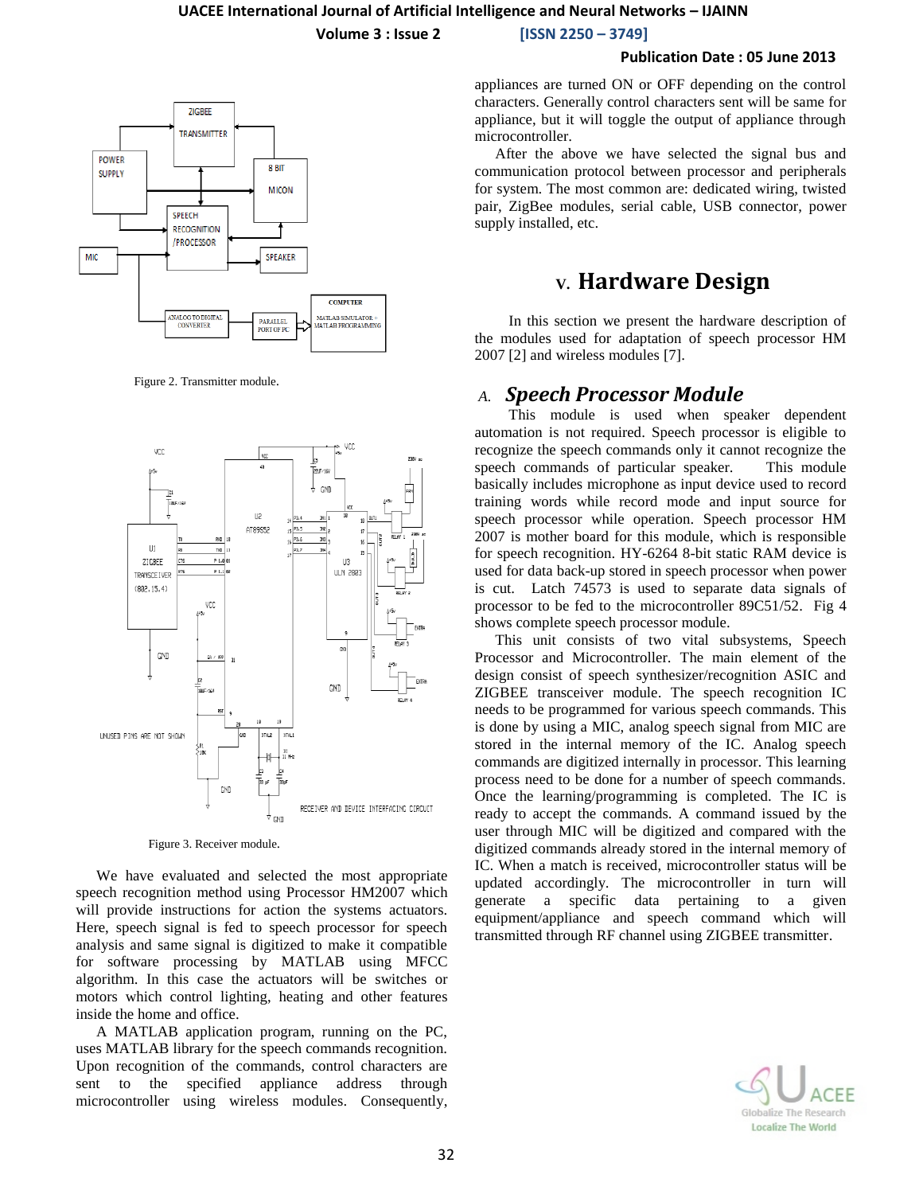Figure 2. Transmitter module.

Figure 3. Receiver module.

We have evaluated and selected the most appropriate speech recognition method using Processor HM2007 which will provide instructions for action the systems actuators. Here, speech signal is fed to speech processor for speech analysis and same signal is digitized to make it compatible for software processing by MATLAB using MFCC algorithm. In this case the actuators will be switches or motors which control lighting, heating and other features inside the home and office.

A MATLAB application program, running on the PC, uses MATLAB library for the speech commands recognition. Upon recognition of the commands, control characters are sent to the specified appliance address through microcontroller using wireless modules. Consequently, appliances are turned ON or OFF depending on the control characters. Generally control characters sent will be same for appliance, but it will toggle the output of appliance through microcontroller.

After the above we have selected the signal bus and communication protocol between processor and peripherals for system. The most common are: dedicated wiring, twisted pair, ZigBee modules, serial cable, USB connector, power supply installed, etc.

# V. Hardware Design

In this section we present the hardware description of the modules used for adaptation of speech processor HM 2007 [2] and wireless modules [7].

## *A. Speech Processor Module*

This module is used when speaker dependent automation is not required. Speech processor is eligible to recognize the speech commands only it cannot recognize the speech commands of particular speaker. This module basically includes microphone as input device used to record training words while record mode and input source for speech processor while operation. Speech processor HM 2007 is mother board for this module, which is responsible for speech recognition. HY-6264 8-bit static RAM device is used for data back-up stored in speech processor when power is cut. Latch 74573 is used to separate data signals of processor to be fed to the microcontroller 89C51/52. Fig 4 shows complete speech processor module.

This unit consists of two vital subsystems, Speech Processor and Microcontroller. The main element of the design consist of speech synthesizer/recognition ASIC and ZIGBEE transceiver module. The speech recognition IC needs to be programmed for various speech commands. This is done by using a MIC, analog speech signal from MIC are stored in the internal memory of the IC. Analog speech commands are digitized internally in processor. This learning process need to be done for a number of speech commands. Once the learning/programming is completed. The IC is ready to accept the commands. A command issued by the user through MIC will be digitized and compared with the digitized commands already stored in the internal memory of IC. When a match is received, microcontroller status will be updated accordingly. The microcontroller in turn will generate a specific data pertaining to a given equipment/appliance and speech command which will transmitted through RF channel using ZIGBEE transmitter.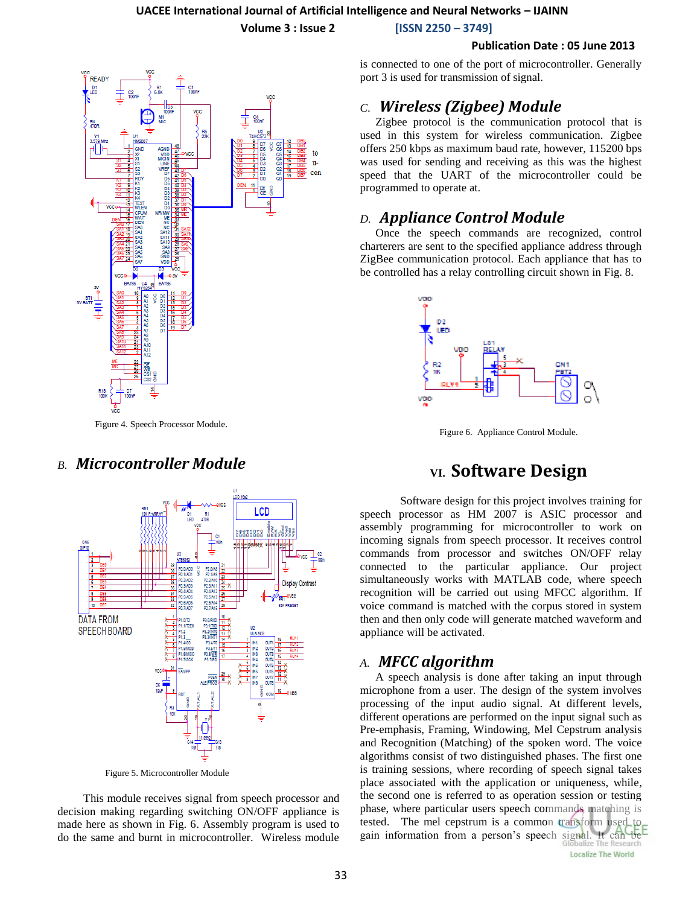Figure 4. Speech Processor Module.

## B. *Microcontroller Module*

Figure 5. Microcontroller Module

This module receives signal from speech processor and decision making regarding switching ON/OFF appliance is made here as shown in Fig. 6. Assembly program is used to do the same and burnt in microcontroller. Wireless module is connected to one of the port of microcontroller. Generally port 3 is used for transmission of signal.

## C. *Wireless (Zigbee) Module*

Zigbee protocol is the communication protocol that is used in this system for wireless communication. Zigbee offers 250 kbps as maximum baud rate, however, 115200 bps was used for sending and receiving as this was the highest speed that the UART of the microcontroller could be programmed to operate at.

## D. *Appliance Control Module*

Once the speech commands are recognized, control charterers are sent to the specified appliance address through ZigBee communication protocol. Each appliance that has to be controlled has a relay controlling circuit shown in Fig. 8.

Figure 6. Appliance Control Module.

# VI. Software Design

Software design for this project involves training for speech processor as HM 2007 is ASIC processor and assembly programming for microcontroller to work on incoming signals from speech processor. It receives control commands from processor and switches ON/OFF relay connected to the particular appliance. Our project simultaneously works with MATLAB code, where speech recognition will be carried out using MFCC algorithm. If voice command is matched with the corpus stored in system then and then only code will generate matched waveform and appliance will be activated.

## A. *MFCC algorithm*

A speech analysis is done after taking an input through microphone from a user. The design of the system involves processing of the input audio signal. At different levels, different operations are performed on the input signal such as Pre-emphasis, Framing, Windowing, Mel Cepstrum analysis and Recognition (Matching) of the spoken word. The voice algorithms consist of two distinguished phases. The first one is training sessions, where recording of speech signal takes place associated with the application or uniqueness, while, the second one is referred to as operation session or testing phase, where particular users speech commands matching is tested. The mel cepstrum is a common transform used to gain information from a person's speech signal. It can be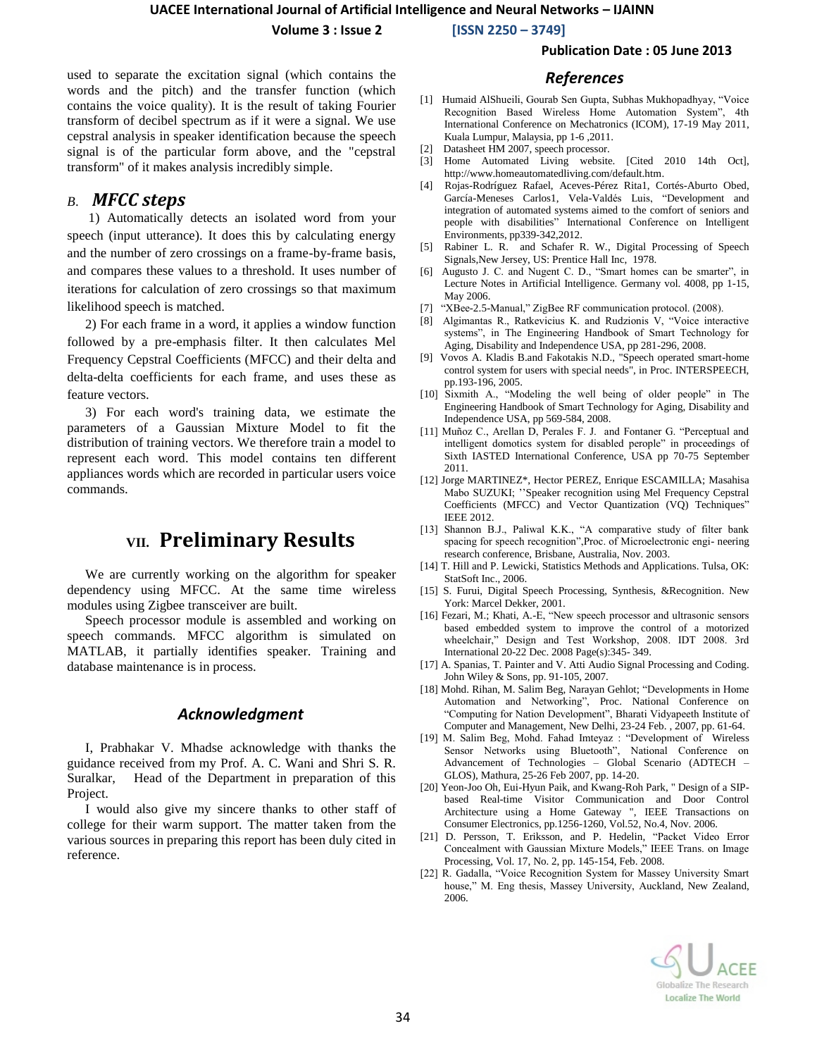used to separate the excitation signal (which contains the words and the pitch) and the transfer function (which contains the voice quality). It is the result of taking Fourier transform of decibel spectrum as if it were a signal. We use cepstral analysis in speaker identification because the speech signal is of the particular form above, and the "cepstral transform" of it makes analysis incredibly simple.

### *B. MFCC steps*

1) Automatically detects an isolated word from your speech (input utterance). It does this by calculating energy and the number of zero crossings on a frame-by-frame basis, and compares these values to a threshold. It uses number of iterations for calculation of zero crossings so that maximum likelihood speech is matched.

2) For each frame in a word, it applies a window function followed by a pre-emphasis filter. It then calculates Mel Frequency Cepstral Coefficients (MFCC) and their delta and delta-delta coefficients for each frame, and uses these as feature vectors.

3) For each word's training data, we estimate the parameters of a Gaussian Mixture Model to fit the distribution of training vectors. We therefore train a model to represent each word. This model contains ten different appliances words which are recorded in particular users voice commands.

## VII. Preliminary Results

We are currently working on the algorithm for speaker dependency using MFCC. At the same time wireless modules using Zigbee transceiver are built.

Speech processor module is assembled and working on speech commands. MFCC algorithm is simulated on MATLAB, it partially identifies speaker. Training and database maintenance is in process.

## *Acknowledgment*

I, Prabhakar V. Mhadse acknowledge with thanks the guidance received from my Prof. A. C. Wani and Shri S. R. Suralkar, Head of the Department in preparation of this Project.

I would also give my sincere thanks to other staff of college for their warm support. The matter taken from the various sources in preparing this report has been duly cited in reference.

## *References*

[1] Humaid AlShueili, Gourab Sen Gupta, Subhas Mukhopadhyay, "Voice Recognition Based Wireless Home Automation System", 4th International Conference on Mechatronics (ICOM), 17-19 May 2011, Kuala Lumpur, Malaysia, pp 1-6 ,2011.

[2] Datasheet HM 2007, speech processor.

[3] Home Automated Living website. [Cited 2010 14th Oct], http://www.homeautomatedliving.com/default.htm.

[4] Rojas-Rodríguez Rafael, Aceves-Pérez Rita1, Cortés-Aburto Obed, García-Meneses Carlos1, Vela-Valdés Luis, "Development and integration of automated systems aimed to the comfort of seniors and people with disabilities" International Conference on Intelligent Environments, pp339-342,2012.

[5] Rabiner L. R. and Schafer R. W., Digital Processing of Speech Signals,New Jersey, US: Prentice Hall Inc, 1978.

[6] Augusto J. C. and Nugent C. D., "Smart homes can be smarter", in Lecture Notes in Artificial Intelligence. Germany vol. 4008, pp 1-15, May 2006.

[7] "XBee-2.5-Manual," ZigBee RF communication protocol. (2008).

[8] Algimantas R., Ratkevicius K. and Rudzionis V, "Voice interactive systems", in The Engineering Handbook of Smart Technology for Aging, Disability and Independence USA, pp 281-296, 2008.

[9] Vovos A. Kladis B.and Fakotakis N.D., "Speech operated smart-home control system for users with special needs", in Proc. INTERSPEECH, pp.193-196, 2005.

[10] Sixmith A., "Modeling the well being of older people" in The Engineering Handbook of Smart Technology for Aging, Disability and Independence USA, pp 569-584, 2008.

[11] Muñoz C., Arellan D, Perales F. J. and Fontaner G. "Perceptual and intelligent domotics system for disabled people" in proceedings of Sixth IASTED International Conference, USA pp 70-75 September 2011.

[12] Jorge MARTINEZ*, Hector PEREZ, Enrique ESCAMILLA; Masahisa Mabo SUZUKI; ''Speaker recognition using Mel Frequency Cepstral Coefficients (MFCC) and Vector Quantization (VQ) Techniques" IEEE 2012.

[13] Shannon B.J., Paliwal K.K., "A comparative study of filter bank spacing for speech recognition",Proc. of Microelectronic engi- neering research conference, Brisbane, Australia, Nov. 2003.

[14] T. Hill and P. Lewicki, Statistics Methods and Applications. Tulsa, OK: StatSoft Inc., 2006.

[15] S. Furui, Digital Speech Processing, Synthesis, &Recognition. New York: Marcel Dekker, 2001.

[16] Fezari, M.; Khati, A.-E, "New speech processor and ultrasonic sensors based embedded system to improve the control of a motorized wheelchair," Design and Test Workshop, 2008. IDT 2008. 3rd International 20-22 Dec. 2008 Page(s):345- 349.

[17] A. Spanias, T. Painter and V. Atti Audio Signal Processing and Coding. John Wiley & Sons, pp. 91-105, 2007.

[18] Mohd. Rihan, M. Salim Beg, Narayan Gehlot; "Developments in Home Automation and Networking", Proc. National Conference on "Computing for Nation Development", Bharati Vidyapeeth Institute of Computer and Management, New Delhi, 23-24 Feb. , 2007, pp. 61-64.

[19] M. Salim Beg, Mohd. Fahad Imteyaz : "Development of Wireless Sensor Networks using Bluetooth", National Conference on Advancement of Technologies – Global Scenario (ADTECH – GLOS), Mathura, 25-26 Feb 2007, pp. 14-20.

[20] Yeon-Joo Oh, Eui-Hyun Paik, and Kwang-Roh Park, " Design of a SIP-based Real-time Visitor Communication and Door Control Architecture using a Home Gateway ", IEEE Transactions on Consumer Electronics, pp.1256-1260, Vol.52, No.4, Nov. 2006.

[21] D. Persson, T. Eriksson, and P. Hedelin, "Packet Video Error Concealment with Gaussian Mixture Models," IEEE Trans. on Image Processing, Vol. 17, No. 2, pp. 145-154, Feb. 2008.

[22] R. Gadalla, "Voice Recognition System for Massey University Smart house," M. Eng thesis, Massey University, Auckland, New Zealand, 2006.